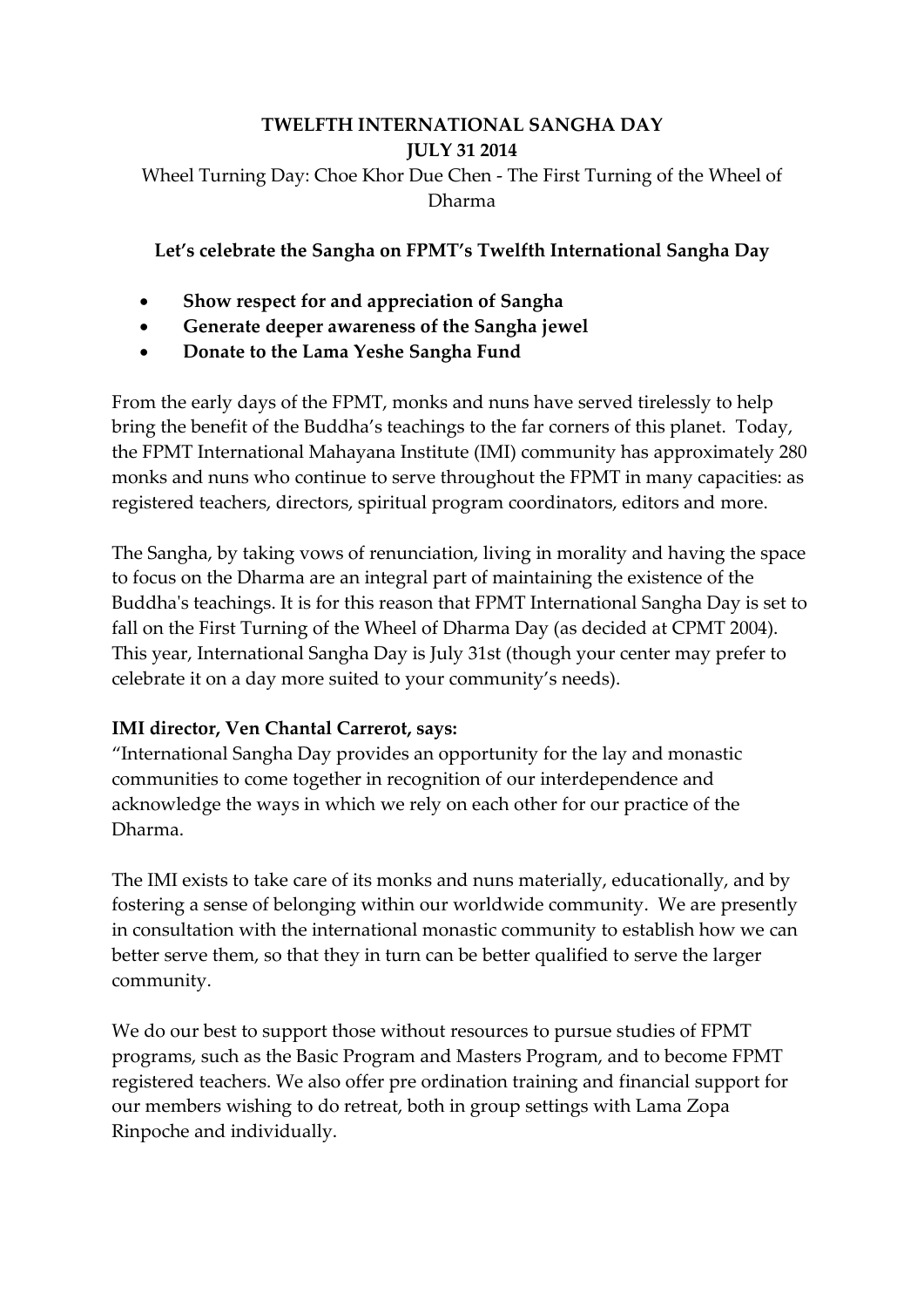**TWELFTH INTERNATIONAL SANGHA DAY**
**JULY 31 2014**

Wheel Turning Day: Choe Khor Due Chen - The First Turning of the Wheel of Dharma

**Let's celebrate the Sangha on FPMT's Twelfth International Sangha Day**

- **Show respect for and appreciation of Sangha**
- **Generate deeper awareness of the Sangha jewel**
- **Donate to the Lama Yeshe Sangha Fund**

From the early days of the FPMT, monks and nuns have served tirelessly to help bring the benefit of the Buddha's teachings to the far corners of this planet. Today, the FPMT International Mahayana Institute (IMI) community has approximately 280 monks and nuns who continue to serve throughout the FPMT in many capacities: as registered teachers, directors, spiritual program coordinators, editors and more.

The Sangha, by taking vows of renunciation, living in morality and having the space to focus on the Dharma are an integral part of maintaining the existence of the Buddha's teachings. It is for this reason that FPMT International Sangha Day is set to fall on the First Turning of the Wheel of Dharma Day (as decided at CPMT 2004). This year, International Sangha Day is July 31st (though your center may prefer to celebrate it on a day more suited to your community's needs).

**IMI director, Ven Chantal Carrerot, says:**

"International Sangha Day provides an opportunity for the lay and monastic communities to come together in recognition of our interdependence and acknowledge the ways in which we rely on each other for our practice of the Dharma.

The IMI exists to take care of its monks and nuns materially, educationally, and by fostering a sense of belonging within our worldwide community. We are presently in consultation with the international monastic community to establish how we can better serve them, so that they in turn can be better qualified to serve the larger community.

We do our best to support those without resources to pursue studies of FPMT programs, such as the Basic Program and Masters Program, and to become FPMT registered teachers. We also offer pre ordination training and financial support for our members wishing to do retreat, both in group settings with Lama Zopa Rinpoche and individually.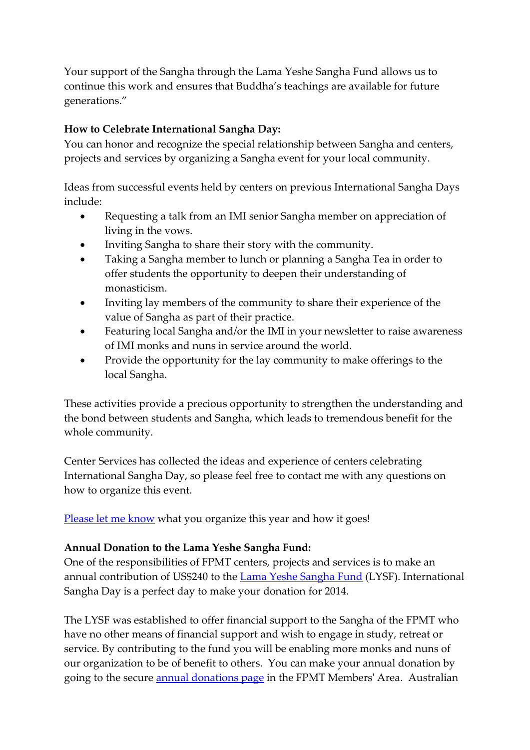Your support of the Sangha through the Lama Yeshe Sangha Fund allows us to continue this work and ensures that Buddha's teachings are available for future generations."

**How to Celebrate International Sangha Day:**
You can honor and recognize the special relationship between Sangha and centers, projects and services by organizing a Sangha event for your local community.

Ideas from successful events held by centers on previous International Sangha Days include:

- Requesting a talk from an IMI senior Sangha member on appreciation of living in the vows.
- Inviting Sangha to share their story with the community.
- Taking a Sangha member to lunch or planning a Sangha Tea in order to offer students the opportunity to deepen their understanding of monasticism.
- Inviting lay members of the community to share their experience of the value of Sangha as part of their practice.
- Featuring local Sangha and/or the IMI in your newsletter to raise awareness of IMI monks and nuns in service around the world.
- Provide the opportunity for the lay community to make offerings to the local Sangha.

These activities provide a precious opportunity to strengthen the understanding and the bond between students and Sangha, which leads to tremendous benefit for the whole community.

Center Services has collected the ideas and experience of centers celebrating International Sangha Day, so please feel free to contact me with any questions on how to organize this event.

Please let me know what you organize this year and how it goes!

**Annual Donation to the Lama Yeshe Sangha Fund:**
One of the responsibilities of FPMT centers, projects and services is to make an annual contribution of US$240 to the Lama Yeshe Sangha Fund (LYSF). International Sangha Day is a perfect day to make your donation for 2014.

The LYSF was established to offer financial support to the Sangha of the FPMT who have no other means of financial support and wish to engage in study, retreat or service. By contributing to the fund you will be enabling more monks and nuns of our organization to be of benefit to others. You can make your annual donation by going to the secure annual donations page in the FPMT Members' Area. Australian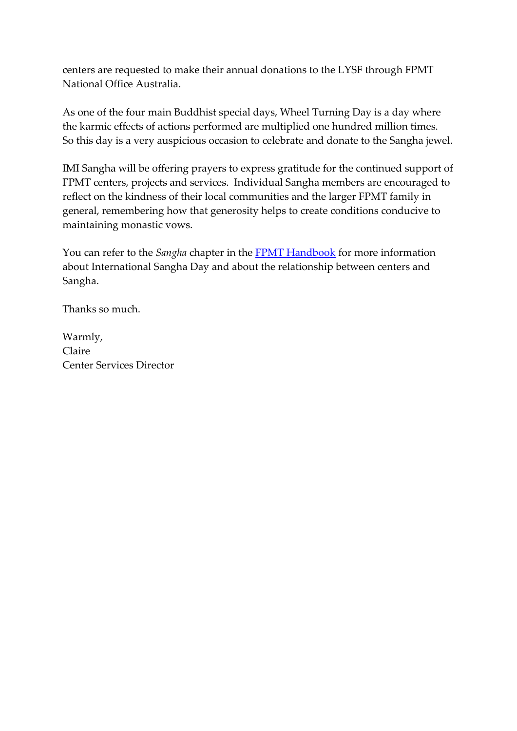centers are requested to make their annual donations to the LYSF through FPMT National Office Australia.

As one of the four main Buddhist special days, Wheel Turning Day is a day where the karmic effects of actions performed are multiplied one hundred million times. So this day is a very auspicious occasion to celebrate and donate to the Sangha jewel.

IMI Sangha will be offering prayers to express gratitude for the continued support of FPMT centers, projects and services. Individual Sangha members are encouraged to reflect on the kindness of their local communities and the larger FPMT family in general, remembering how that generosity helps to create conditions conducive to maintaining monastic vows.

You can refer to the *Sangha* chapter in the FPMT Handbook for more information about International Sangha Day and about the relationship between centers and Sangha.

Thanks so much.

Warmly,
Claire
Center Services Director